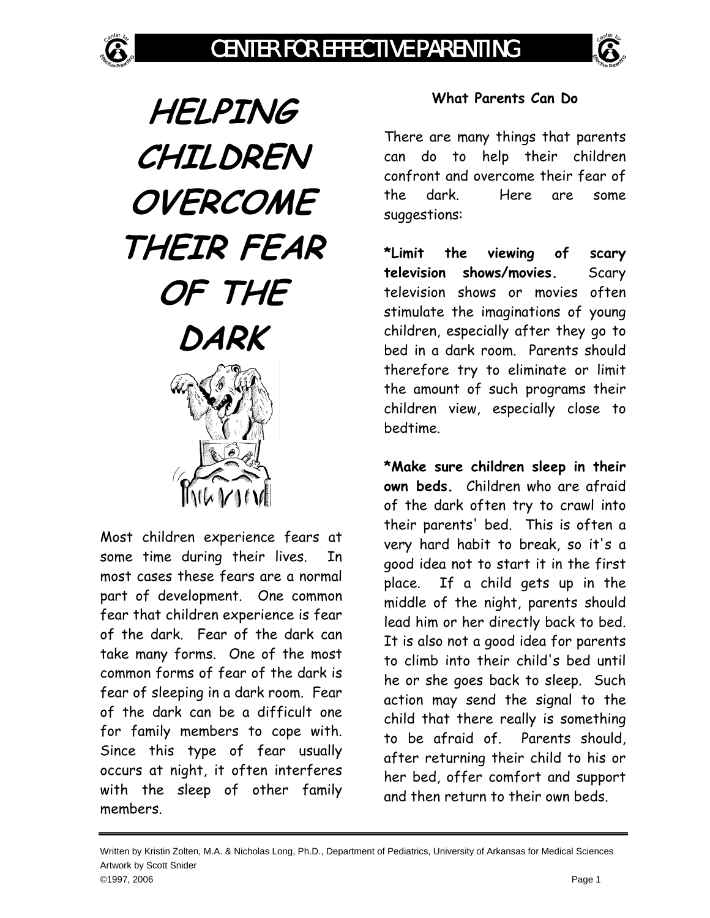# HELPING CHILDREN OVERCOME THEIR FEAR OF THE DARK

Most children experience fears at some time during their lives. In most cases these fears are a normal part of development. One common fear that children experience is fear of the dark. Fear of the dark can take many forms. One of the most common forms of fear of the dark is fear of sleeping in a dark room. Fear of the dark can be a difficult one for family members to cope with. Since this type of fear usually occurs at night, it often interferes with the sleep of other family members.

## What Parents Can Do

There are many things that parents can do to help their children confront and overcome their fear of the dark. Here are some suggestions:

**\*Limit the viewing of scary television shows/movies.** Scary television shows or movies often stimulate the imaginations of young children, especially after they go to bed in a dark room. Parents should therefore try to eliminate or limit the amount of such programs their children view, especially close to bedtime.

**\*Make sure children sleep in their own beds.** Children who are afraid of the dark often try to crawl into their parents' bed. This is often a very hard habit to break, so it's a good idea not to start it in the first place. If a child gets up in the middle of the night, parents should lead him or her directly back to bed. It is also not a good idea for parents to climb into their child's bed until he or she goes back to sleep. Such action may send the signal to the child that there really is something to be afraid of. Parents should, after returning their child to his or her bed, offer comfort and support and then return to their own beds.

Written by Kristin Zolten, M.A. & Nicholas Long, Ph.D., Department of Pediatrics, University of Arkansas for Medical Sciences
Artwork by Scott Snider
©1997, 2006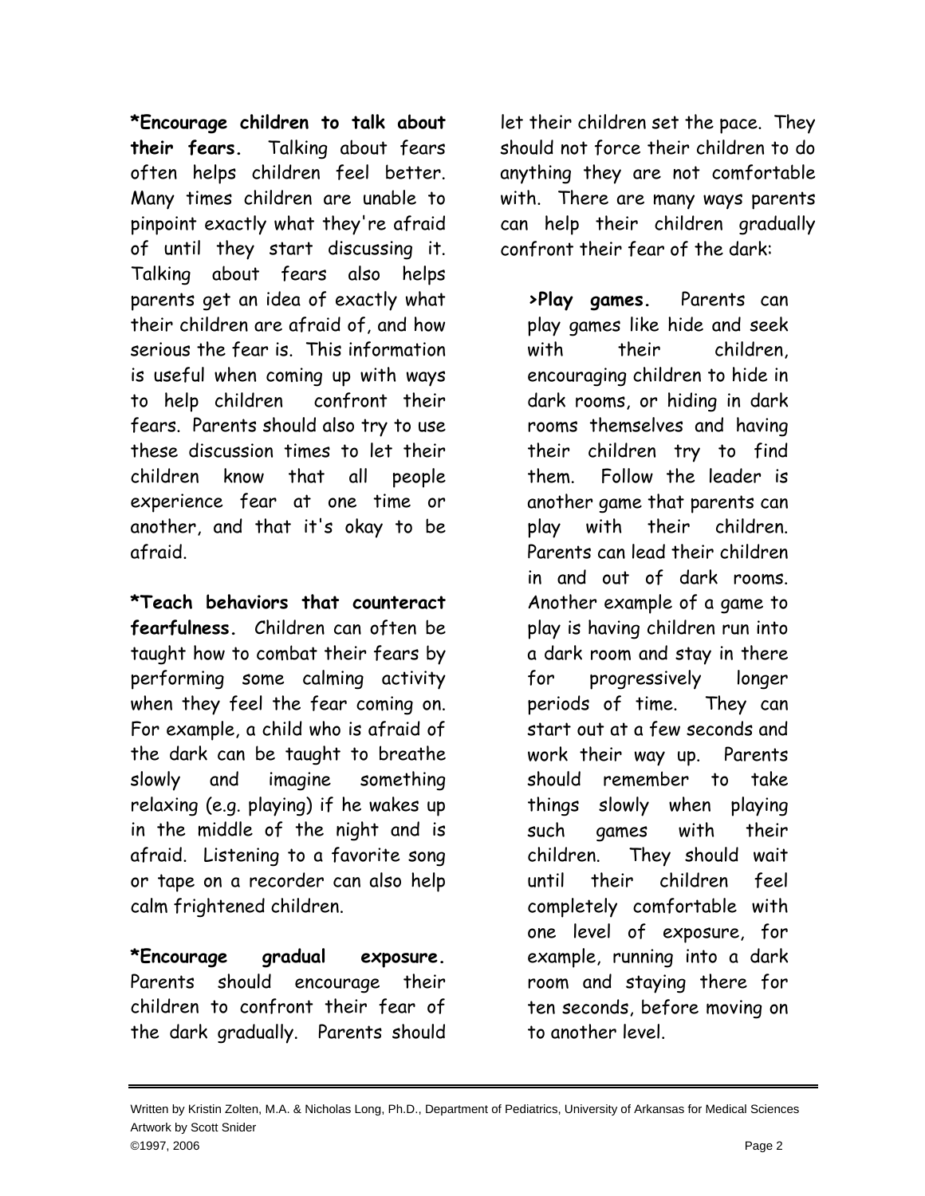**\*Encourage children to talk about their fears.** Talking about fears often helps children feel better. Many times children are unable to pinpoint exactly what they're afraid of until they start discussing it. Talking about fears also helps parents get an idea of exactly what their children are afraid of, and how serious the fear is. This information is useful when coming up with ways to help children confront their fears. Parents should also try to use these discussion times to let their children know that all people experience fear at one time or another, and that it's okay to be afraid.

**\*Teach behaviors that counteract fearfulness.** Children can often be taught how to combat their fears by performing some calming activity when they feel the fear coming on. For example, a child who is afraid of the dark can be taught to breathe slowly and imagine something relaxing (e.g. playing) if he wakes up in the middle of the night and is afraid. Listening to a favorite song or tape on a recorder can also help calm frightened children.

**\*Encourage gradual exposure.** Parents should encourage their children to confront their fear of the dark gradually. Parents should let their children set the pace. They should not force their children to do anything they are not comfortable with. There are many ways parents can help their children gradually confront their fear of the dark:

> **>Play games.** Parents can play games like hide and seek with their children, encouraging children to hide in dark rooms, or hiding in dark rooms themselves and having their children try to find them. Follow the leader is another game that parents can play with their children. Parents can lead their children in and out of dark rooms. Another example of a game to play is having children run into a dark room and stay in there for progressively longer periods of time. They can start out at a few seconds and work their way up. Parents should remember to take things slowly when playing such games with their children. They should wait until their children feel completely comfortable with one level of exposure, for example, running into a dark room and staying there for ten seconds, before moving on to another level.

Written by Kristin Zolten, M.A. & Nicholas Long, Ph.D., Department of Pediatrics, University of Arkansas for Medical Sciences
Artwork by Scott Snider
©1997, 2006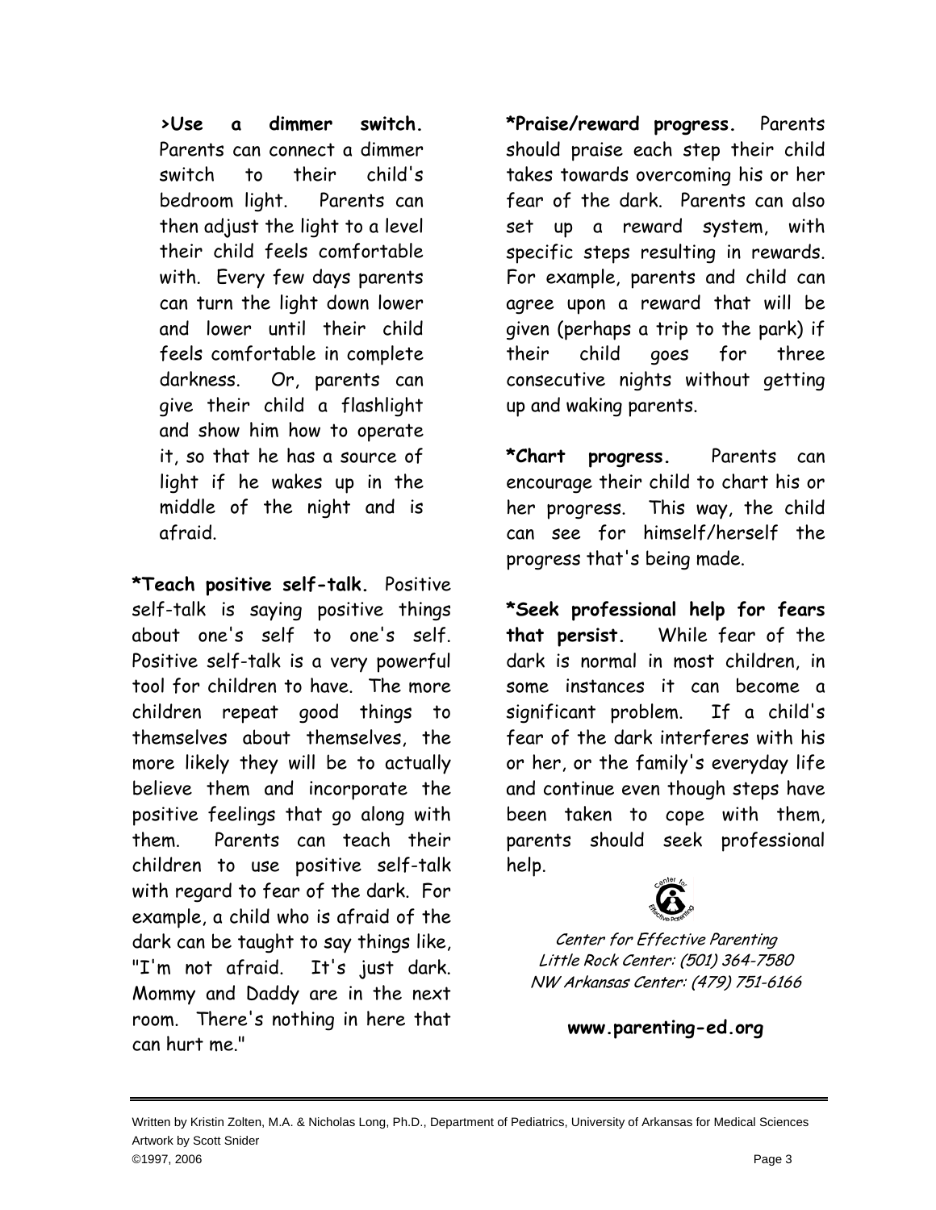**>Use a dimmer switch.** Parents can connect a dimmer switch to their child's bedroom light. Parents can then adjust the light to a level their child feels comfortable with. Every few days parents can turn the light down lower and lower until their child feels comfortable in complete darkness. Or, parents can give their child a flashlight and show him how to operate it, so that he has a source of light if he wakes up in the middle of the night and is afraid.

**\*Teach positive self-talk.** Positive self-talk is saying positive things about one's self to one's self. Positive self-talk is a very powerful tool for children to have. The more children repeat good things to themselves about themselves, the more likely they will be to actually believe them and incorporate the positive feelings that go along with them. Parents can teach their children to use positive self-talk with regard to fear of the dark. For example, a child who is afraid of the dark can be taught to say things like, "I'm not afraid. It's just dark. Mommy and Daddy are in the next room. There's nothing in here that can hurt me."

**\*Praise/reward progress.** Parents should praise each step their child takes towards overcoming his or her fear of the dark. Parents can also set up a reward system, with specific steps resulting in rewards. For example, parents and child can agree upon a reward that will be given (perhaps a trip to the park) if their child goes for three consecutive nights without getting up and waking parents.

**\*Chart progress.** Parents can encourage their child to chart his or her progress. This way, the child can see for himself/herself the progress that's being made.

**\*Seek professional help for fears that persist.** While fear of the dark is normal in most children, in some instances it can become a significant problem. If a child's fear of the dark interferes with his or her, or the family's everyday life and continue even though steps have been taken to cope with them, parents should seek professional help.

*Center for Effective Parenting*
*Little Rock Center: (501) 364-7580*
*NW Arkansas Center: (479) 751-6166*

**www.parenting-ed.org**

Written by Kristin Zolten, M.A. & Nicholas Long, Ph.D., Department of Pediatrics, University of Arkansas for Medical Sciences
Artwork by Scott Snider
©1997, 2006